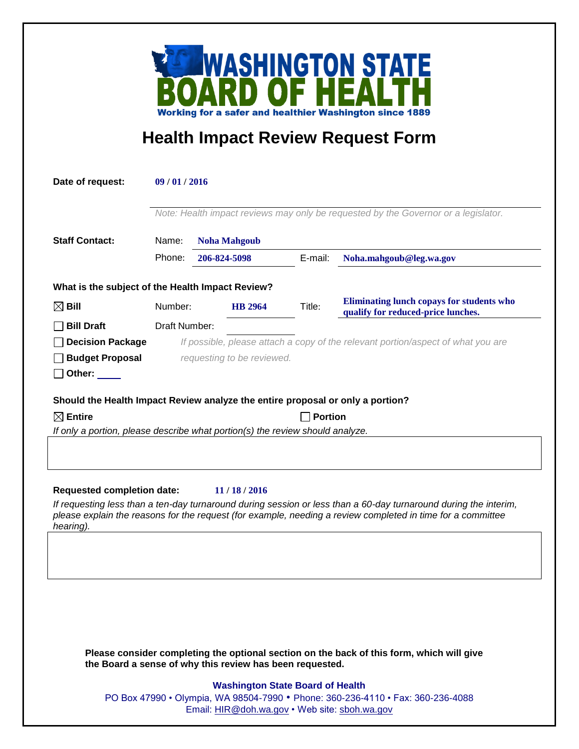# WASHINGTON STATE BOARD OF HEALTH

Working for a safer and healthier Washington since 1889

## Health Impact Review Request Form

**Date of request:** 09 / 01 / 2016

*Note: Health impact reviews may only be requested by the Governor or a legislator.*

**Staff Contact:**

Name: **Noha Mahgoub**

Phone: **206-824-5098** E-mail: **Noha.mahgoub@leg.wa.gov**

**What is the subject of the Health Impact Review?**

- ☒ **Bill** Number: **HB 2964** Title: **Eliminating lunch copays for students who qualify for reduced-price lunches.**
- ☐ **Bill Draft** Draft Number:
- ☐ **Decision Package** *If possible, please attach a copy of the relevant portion/aspect of what you are requesting to be reviewed.*
- ☐ **Budget Proposal**
- ☐ **Other:**

**Should the Health Impact Review analyze the entire proposal or only a portion?**

☒ **Entire** ☐ **Portion**

*If only a portion, please describe what portion(s) the review should analyze.*

**Requested completion date:** 11 / 18 / 2016

*If requesting less than a ten-day turnaround during session or less than a 60-day turnaround during the interim, please explain the reasons for the request (for example, needing a review completed in time for a committee hearing).*

**Please consider completing the optional section on the back of this form, which will give the Board a sense of why this review has been requested.**

**Washington State Board of Health**

PO Box 47990 • Olympia, WA 98504-7990 • Phone: 360-236-4110 • Fax: 360-236-4088

Email: HIR@doh.wa.gov • Web site: sboh.wa.gov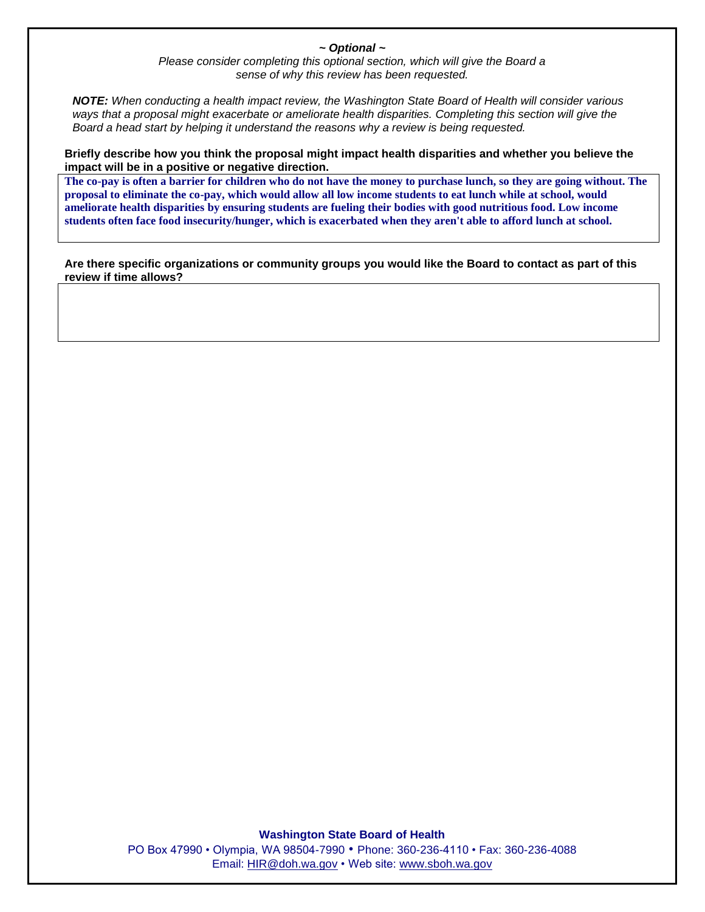***~ Optional ~***

*Please consider completing this optional section, which will give the Board a sense of why this review has been requested.*

***NOTE:*** *When conducting a health impact review, the Washington State Board of Health will consider various ways that a proposal might exacerbate or ameliorate health disparities. Completing this section will give the Board a head start by helping it understand the reasons why a review is being requested.*

**Briefly describe how you think the proposal might impact health disparities and whether you believe the impact will be in a positive or negative direction.**

**The co-pay is often a barrier for children who do not have the money to purchase lunch, so they are going without. The proposal to eliminate the co-pay, which would allow all low income students to eat lunch while at school, would ameliorate health disparities by ensuring students are fueling their bodies with good nutritious food. Low income students often face food insecurity/hunger, which is exacerbated when they aren't able to afford lunch at school.**

**Are there specific organizations or community groups you would like the Board to contact as part of this review if time allows?**

**Washington State Board of Health**

PO Box 47990 • Olympia, WA 98504-7990 • Phone: 360-236-4110 • Fax: 360-236-4088
Email: HIR@doh.wa.gov • Web site: www.sboh.wa.gov